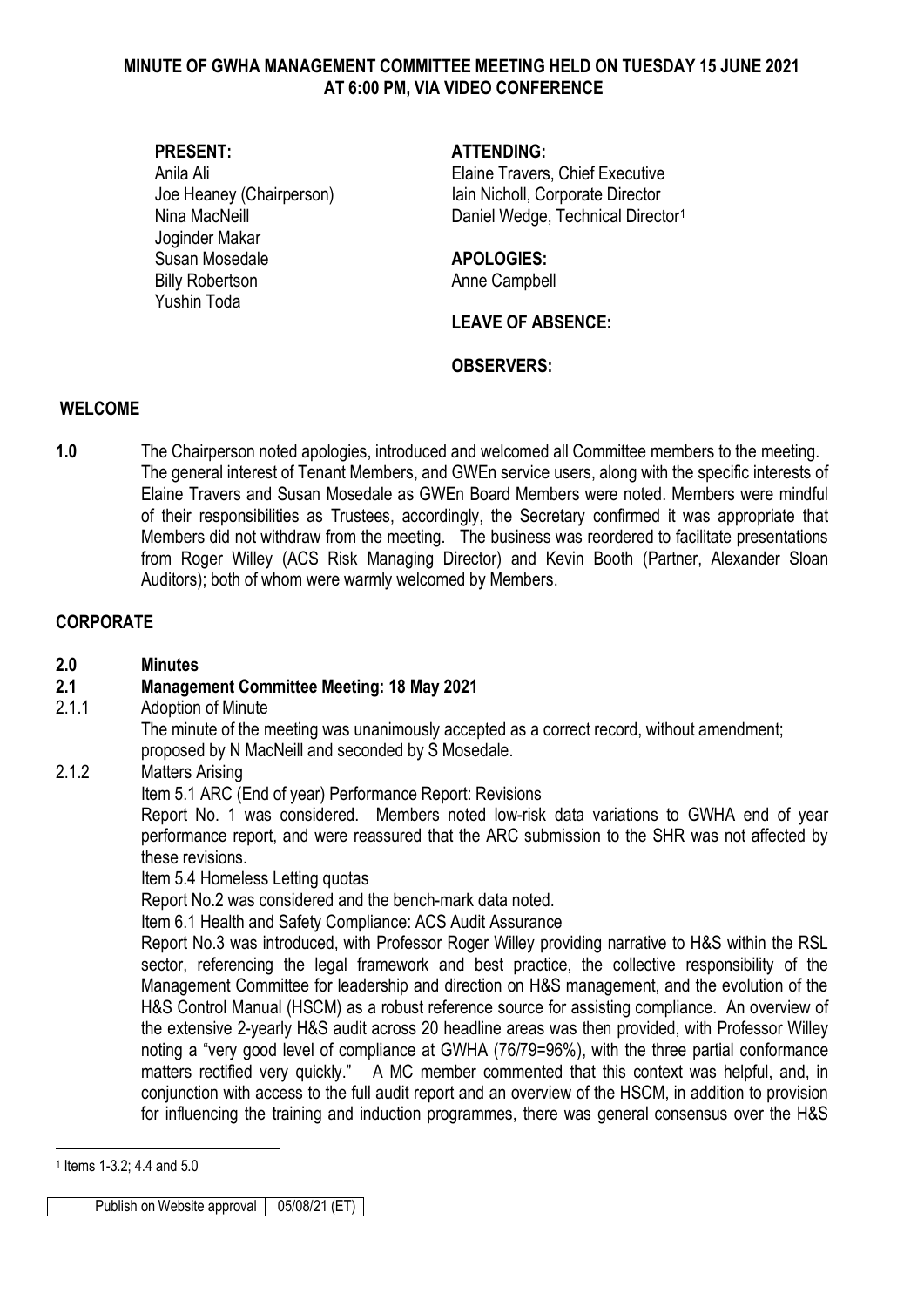# MINUTE OF GWHA MANAGEMENT COMMITTEE MEETING HELD ON TUESDAY 15 JUNE 2021 AT 6:00 PM, VIA VIDEO CONFERENCE

**PRESENT:**
Anila Ali
Joe Heaney (Chairperson)
Nina MacNeill
Joginder Makar
Susan Mosedale
Billy Robertson
Yushin Toda

**ATTENDING:**
Elaine Travers, Chief Executive
Iain Nicholl, Corporate Director
Daniel Wedge, Technical Director[1]

**APOLOGIES:**
Anne Campbell

**LEAVE OF ABSENCE:**

**OBSERVERS:**

## WELCOME

**1.0** The Chairperson noted apologies, introduced and welcomed all Committee members to the meeting. The general interest of Tenant Members, and GWEn service users, along with the specific interests of Elaine Travers and Susan Mosedale as GWEn Board Members were noted. Members were mindful of their responsibilities as Trustees, accordingly, the Secretary confirmed it was appropriate that Members did not withdraw from the meeting. The business was reordered to facilitate presentations from Roger Willey (ACS Risk Managing Director) and Kevin Booth (Partner, Alexander Sloan Auditors); both of whom were warmly welcomed by Members.

## CORPORATE

**2.0 Minutes**

**2.1 Management Committee Meeting: 18 May 2021**

2.1.1 Adoption of Minute

The minute of the meeting was unanimously accepted as a correct record, without amendment; proposed by N MacNeill and seconded by S Mosedale.

2.1.2 Matters Arising

Item 5.1 ARC (End of year) Performance Report: Revisions

Report No. 1 was considered. Members noted low-risk data variations to GWHA end of year performance report, and were reassured that the ARC submission to the SHR was not affected by these revisions.

Item 5.4 Homeless Letting quotas

Report No.2 was considered and the bench-mark data noted.

Item 6.1 Health and Safety Compliance: ACS Audit Assurance

Report No.3 was introduced, with Professor Roger Willey providing narrative to H&S within the RSL sector, referencing the legal framework and best practice, the collective responsibility of the Management Committee for leadership and direction on H&S management, and the evolution of the H&S Control Manual (HSCM) as a robust reference source for assisting compliance. An overview of the extensive 2-yearly H&S audit across 20 headline areas was then provided, with Professor Willey noting a "very good level of compliance at GWHA (76/79=96%), with the three partial conformance matters rectified very quickly." A MC member commented that this context was helpful, and, in conjunction with access to the full audit report and an overview of the HSCM, in addition to provision for influencing the training and induction programmes, there was general consensus over the H&S

[1] Items 1-3.2; 4.4 and 5.0

| Publish on Website approval | 05/08/21 (ET) |
|---|---|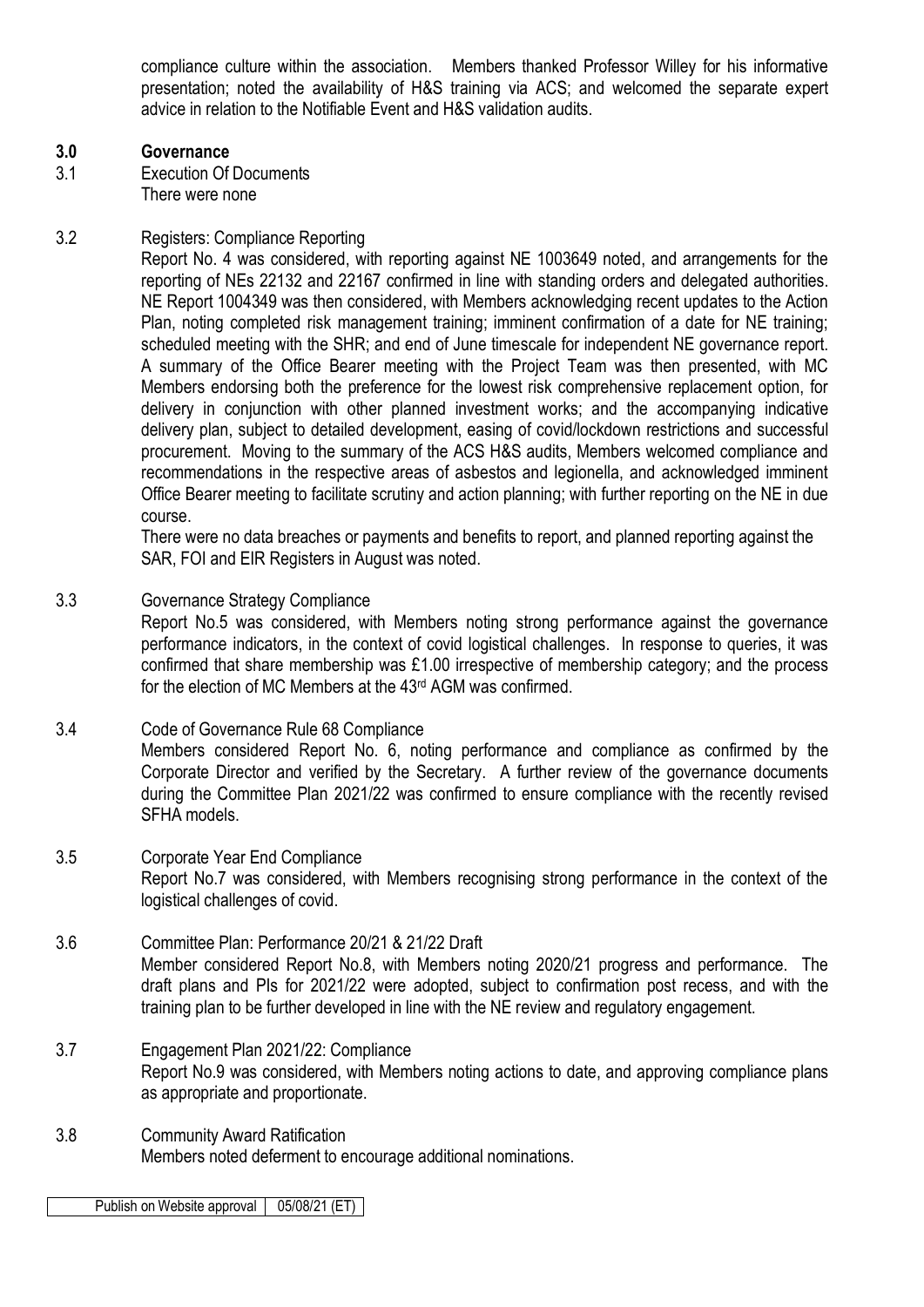compliance culture within the association. Members thanked Professor Willey for his informative presentation; noted the availability of H&S training via ACS; and welcomed the separate expert advice in relation to the Notifiable Event and H&S validation audits.

## 3.0 Governance

**3.1 Execution Of Documents**

There were none

**3.2 Registers: Compliance Reporting**

Report No. 4 was considered, with reporting against NE 1003649 noted, and arrangements for the reporting of NEs 22132 and 22167 confirmed in line with standing orders and delegated authorities. NE Report 1004349 was then considered, with Members acknowledging recent updates to the Action Plan, noting completed risk management training; imminent confirmation of a date for NE training; scheduled meeting with the SHR; and end of June timescale for independent NE governance report. A summary of the Office Bearer meeting with the Project Team was then presented, with MC Members endorsing both the preference for the lowest risk comprehensive replacement option, for delivery in conjunction with other planned investment works; and the accompanying indicative delivery plan, subject to detailed development, easing of covid/lockdown restrictions and successful procurement. Moving to the summary of the ACS H&S audits, Members welcomed compliance and recommendations in the respective areas of asbestos and legionella, and acknowledged imminent Office Bearer meeting to facilitate scrutiny and action planning; with further reporting on the NE in due course.

There were no data breaches or payments and benefits to report, and planned reporting against the SAR, FOI and EIR Registers in August was noted.

**3.3 Governance Strategy Compliance**

Report No.5 was considered, with Members noting strong performance against the governance performance indicators, in the context of covid logistical challenges. In response to queries, it was confirmed that share membership was £1.00 irrespective of membership category; and the process for the election of MC Members at the 43rd AGM was confirmed.

**3.4 Code of Governance Rule 68 Compliance**

Members considered Report No. 6, noting performance and compliance as confirmed by the Corporate Director and verified by the Secretary. A further review of the governance documents during the Committee Plan 2021/22 was confirmed to ensure compliance with the recently revised SFHA models.

**3.5 Corporate Year End Compliance**

Report No.7 was considered, with Members recognising strong performance in the context of the logistical challenges of covid.

**3.6 Committee Plan: Performance 20/21 & 21/22 Draft**

Member considered Report No.8, with Members noting 2020/21 progress and performance. The draft plans and PIs for 2021/22 were adopted, subject to confirmation post recess, and with the training plan to be further developed in line with the NE review and regulatory engagement.

**3.7 Engagement Plan 2021/22: Compliance**

Report No.9 was considered, with Members noting actions to date, and approving compliance plans as appropriate and proportionate.

**3.8 Community Award Ratification**

Members noted deferment to encourage additional nominations.

| Publish on Website approval | 05/08/21 (ET) |
|---|---|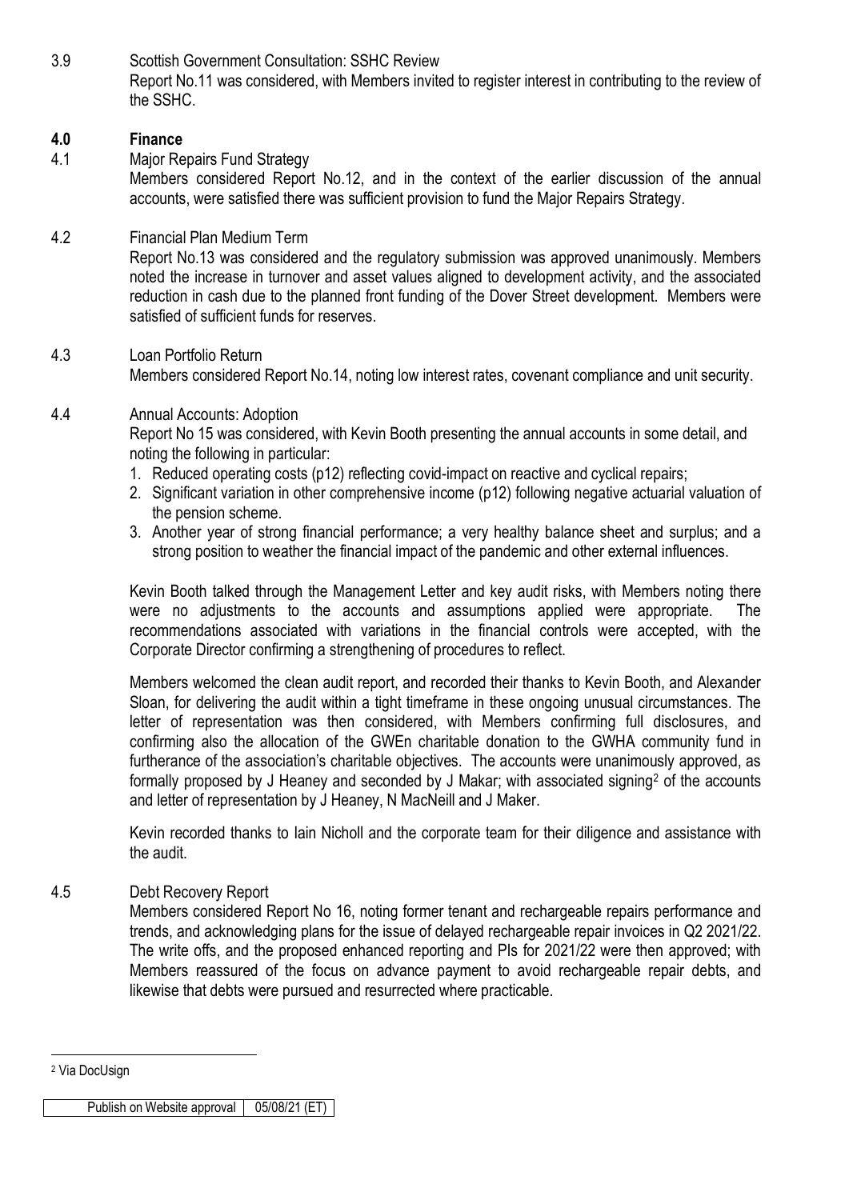3.9 Scottish Government Consultation: SSHC Review

Report No.11 was considered, with Members invited to register interest in contributing to the review of the SSHC.

## 4.0 Finance

4.1 Major Repairs Fund Strategy

Members considered Report No.12, and in the context of the earlier discussion of the annual accounts, were satisfied there was sufficient provision to fund the Major Repairs Strategy.

4.2 Financial Plan Medium Term

Report No.13 was considered and the regulatory submission was approved unanimously. Members noted the increase in turnover and asset values aligned to development activity, and the associated reduction in cash due to the planned front funding of the Dover Street development. Members were satisfied of sufficient funds for reserves.

4.3 Loan Portfolio Return

Members considered Report No.14, noting low interest rates, covenant compliance and unit security.

4.4 Annual Accounts: Adoption

Report No 15 was considered, with Kevin Booth presenting the annual accounts in some detail, and noting the following in particular:

1. Reduced operating costs (p12) reflecting covid-impact on reactive and cyclical repairs;
2. Significant variation in other comprehensive income (p12) following negative actuarial valuation of the pension scheme.
3. Another year of strong financial performance; a very healthy balance sheet and surplus; and a strong position to weather the financial impact of the pandemic and other external influences.

Kevin Booth talked through the Management Letter and key audit risks, with Members noting there were no adjustments to the accounts and assumptions applied were appropriate. The recommendations associated with variations in the financial controls were accepted, with the Corporate Director confirming a strengthening of procedures to reflect.

Members welcomed the clean audit report, and recorded their thanks to Kevin Booth, and Alexander Sloan, for delivering the audit within a tight timeframe in these ongoing unusual circumstances. The letter of representation was then considered, with Members confirming full disclosures, and confirming also the allocation of the GWEn charitable donation to the GWHA community fund in furtherance of the association's charitable objectives. The accounts were unanimously approved, as formally proposed by J Heaney and seconded by J Makar; with associated signing[2] of the accounts and letter of representation by J Heaney, N MacNeill and J Maker.

Kevin recorded thanks to Iain Nicholl and the corporate team for their diligence and assistance with the audit.

4.5 Debt Recovery Report

Members considered Report No 16, noting former tenant and rechargeable repairs performance and trends, and acknowledging plans for the issue of delayed rechargeable repair invoices in Q2 2021/22. The write offs, and the proposed enhanced reporting and PIs for 2021/22 were then approved; with Members reassured of the focus on advance payment to avoid rechargeable repair debts, and likewise that debts were pursued and resurrected where practicable.

[2] Via DocUsign

| Publish on Website approval | 05/08/21 (ET) |
|---|---|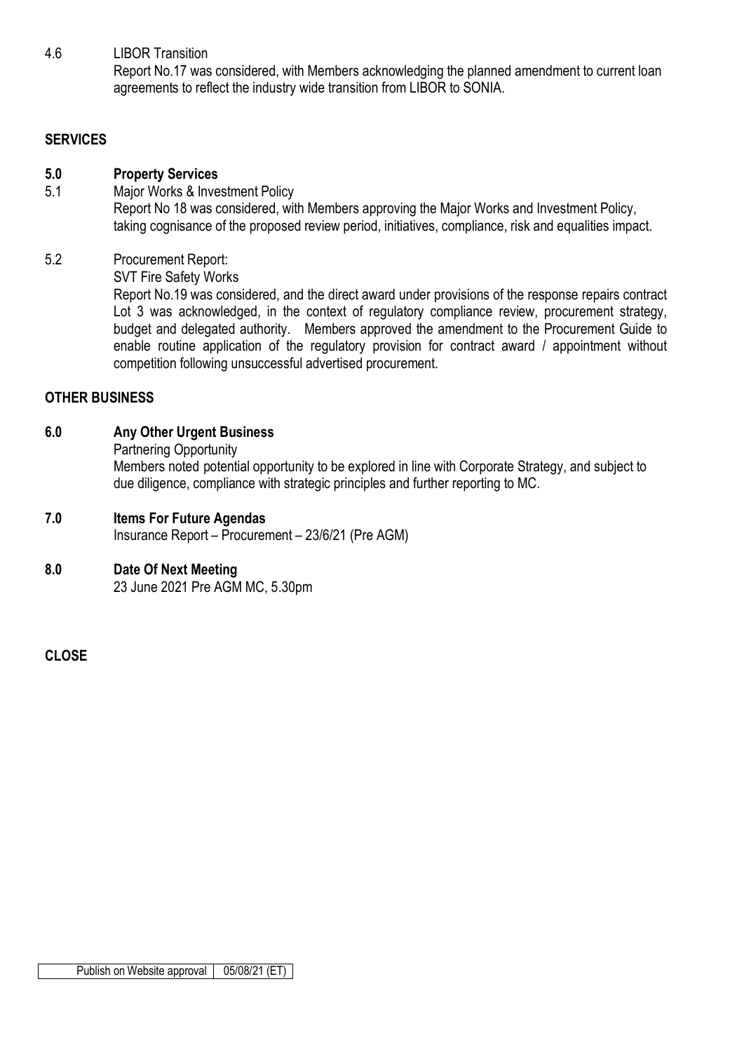4.6 LIBOR Transition

Report No.17 was considered, with Members acknowledging the planned amendment to current loan agreements to reflect the industry wide transition from LIBOR to SONIA.

**SERVICES**

**5.0 Property Services**

5.1 Major Works & Investment Policy

Report No 18 was considered, with Members approving the Major Works and Investment Policy, taking cognisance of the proposed review period, initiatives, compliance, risk and equalities impact.

5.2 Procurement Report:

SVT Fire Safety Works

Report No.19 was considered, and the direct award under provisions of the response repairs contract Lot 3 was acknowledged, in the context of regulatory compliance review, procurement strategy, budget and delegated authority. Members approved the amendment to the Procurement Guide to enable routine application of the regulatory provision for contract award / appointment without competition following unsuccessful advertised procurement.

**OTHER BUSINESS**

**6.0 Any Other Urgent Business**

Partnering Opportunity

Members noted potential opportunity to be explored in line with Corporate Strategy, and subject to due diligence, compliance with strategic principles and further reporting to MC.

**7.0 Items For Future Agendas**

Insurance Report – Procurement – 23/6/21 (Pre AGM)

**8.0 Date Of Next Meeting**

23 June 2021 Pre AGM MC, 5.30pm

**CLOSE**

| Publish on Website approval | 05/08/21 (ET) |
|---|---|